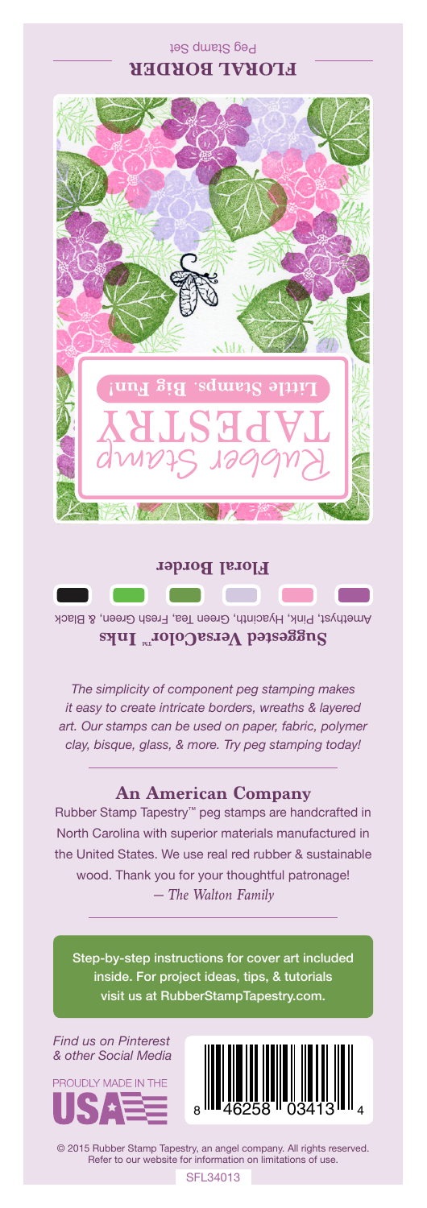# FLORAL BORDER

Peg Stamp Set

Rubber Stamp TAPESTRY

Little Stamps. Big Fun!

**Floral Border**

**Suggested VersaColor™ Inks**

Amethyst, Pink, Hyacinth, Green Tea, Fresh Green, & Black

*The simplicity of component peg stamping makes it easy to create intricate borders, wreaths & layered art. Our stamps can be used on paper, fabric, polymer clay, bisque, glass, & more. Try peg stamping today!*

## An American Company

Rubber Stamp Tapestry™ peg stamps are handcrafted in North Carolina with superior materials manufactured in the United States. We use real red rubber & sustainable wood. Thank you for your thoughtful patronage!

*— The Walton Family*

Step-by-step instructions for cover art included inside. For project ideas, tips, & tutorials visit us at RubberStampTapestry.com.

*Find us on Pinterest & other Social Media*

PROUDLY MADE IN THE USA

8 46258 03413 4

© 2015 Rubber Stamp Tapestry, an angel company. All rights reserved. Refer to our website for information on limitations of use.

SFL34013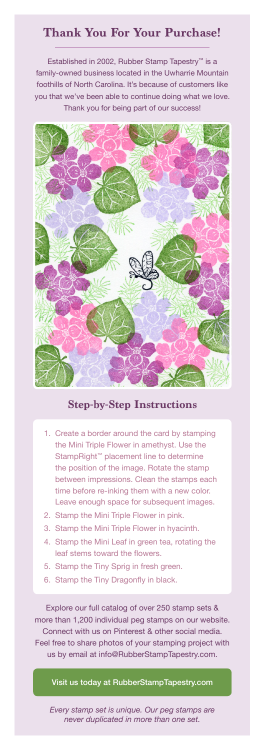## Thank You For Your Purchase!

Established in 2002, Rubber Stamp Tapestry™ is a family-owned business located in the Uwharrie Mountain foothills of North Carolina. It's because of customers like you that we've been able to continue doing what we love. Thank you for being part of our success!

### Step-by-Step Instructions

1. Create a border around the card by stamping the Mini Triple Flower in amethyst. Use the StampRight™ placement line to determine the position of the image. Rotate the stamp between impressions. Clean the stamps each time before re-inking them with a new color. Leave enough space for subsequent images.
2. Stamp the Mini Triple Flower in pink.
3. Stamp the Mini Triple Flower in hyacinth.
4. Stamp the Mini Leaf in green tea, rotating the leaf stems toward the flowers.
5. Stamp the Tiny Sprig in fresh green.
6. Stamp the Tiny Dragonfly in black.

Explore our full catalog of over 250 stamp sets & more than 1,200 individual peg stamps on our website. Connect with us on Pinterest & other social media. Feel free to share photos of your stamping project with us by email at info@RubberStampTapestry.com.

**Visit us today at RubberStampTapestry.com**

*Every stamp set is unique. Our peg stamps are never duplicated in more than one set.*